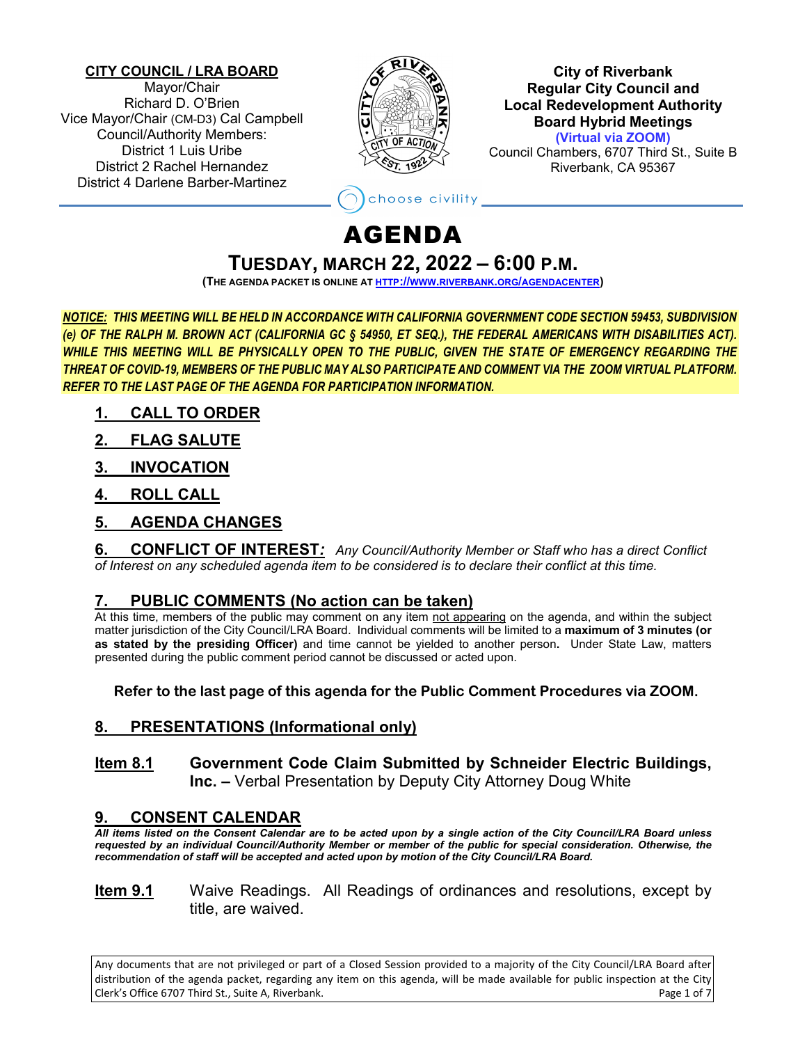**CITY COUNCIL / LRA BOARD**
Mayor/Chair
Richard D. O'Brien
Vice Mayor/Chair (CM-D3) Cal Campbell
Council/Authority Members:
District 1 Luis Uribe
District 2 Rachel Hernandez
District 4 Darlene Barber-Martinez

**City of Riverbank**
**Regular City Council and**
**Local Redevelopment Authority**
**Board Hybrid Meetings**
**(Virtual via ZOOM)**
Council Chambers, 6707 Third St., Suite B
Riverbank, CA 95367

choose civility

# AGENDA

## TUESDAY, MARCH 22, 2022 – 6:00 P.M.

**(THE AGENDA PACKET IS ONLINE AT HTTP://WWW.RIVERBANK.ORG/AGENDACENTER)**

***NOTICE: THIS MEETING WILL BE HELD IN ACCORDANCE WITH CALIFORNIA GOVERNMENT CODE SECTION 59453, SUBDIVISION (e) OF THE RALPH M. BROWN ACT (CALIFORNIA GC § 54950, ET SEQ.), THE FEDERAL AMERICANS WITH DISABILITIES ACT). WHILE THIS MEETING WILL BE PHYSICALLY OPEN TO THE PUBLIC, GIVEN THE STATE OF EMERGENCY REGARDING THE THREAT OF COVID-19, MEMBERS OF THE PUBLIC MAY ALSO PARTICIPATE AND COMMENT VIA THE ZOOM VIRTUAL PLATFORM. REFER TO THE LAST PAGE OF THE AGENDA FOR PARTICIPATION INFORMATION.***

### 1. CALL TO ORDER

### 2. FLAG SALUTE

### 3. INVOCATION

### 4. ROLL CALL

### 5. AGENDA CHANGES

### 6. CONFLICT OF INTEREST:

*Any Council/Authority Member or Staff who has a direct Conflict of Interest on any scheduled agenda item to be considered is to declare their conflict at this time.*

### 7. PUBLIC COMMENTS (No action can be taken)

At this time, members of the public may comment on any item not appearing on the agenda, and within the subject matter jurisdiction of the City Council/LRA Board. Individual comments will be limited to a **maximum of 3 minutes (or as stated by the presiding Officer)** and time cannot be yielded to another person**.** Under State Law, matters presented during the public comment period cannot be discussed or acted upon.

**Refer to the last page of this agenda for the Public Comment Procedures via ZOOM.**

### 8. PRESENTATIONS (Informational only)

**Item 8.1** **Government Code Claim Submitted by Schneider Electric Buildings, Inc. –** Verbal Presentation by Deputy City Attorney Doug White

### 9. CONSENT CALENDAR

***All items listed on the Consent Calendar are to be acted upon by a single action of the City Council/LRA Board unless requested by an individual Council/Authority Member or member of the public for special consideration. Otherwise, the recommendation of staff will be accepted and acted upon by motion of the City Council/LRA Board.***

**Item 9.1** Waive Readings. All Readings of ordinances and resolutions, except by title, are waived.

Any documents that are not privileged or part of a Closed Session provided to a majority of the City Council/LRA Board after distribution of the agenda packet, regarding any item on this agenda, will be made available for public inspection at the City Clerk's Office 6707 Third St., Suite A, Riverbank.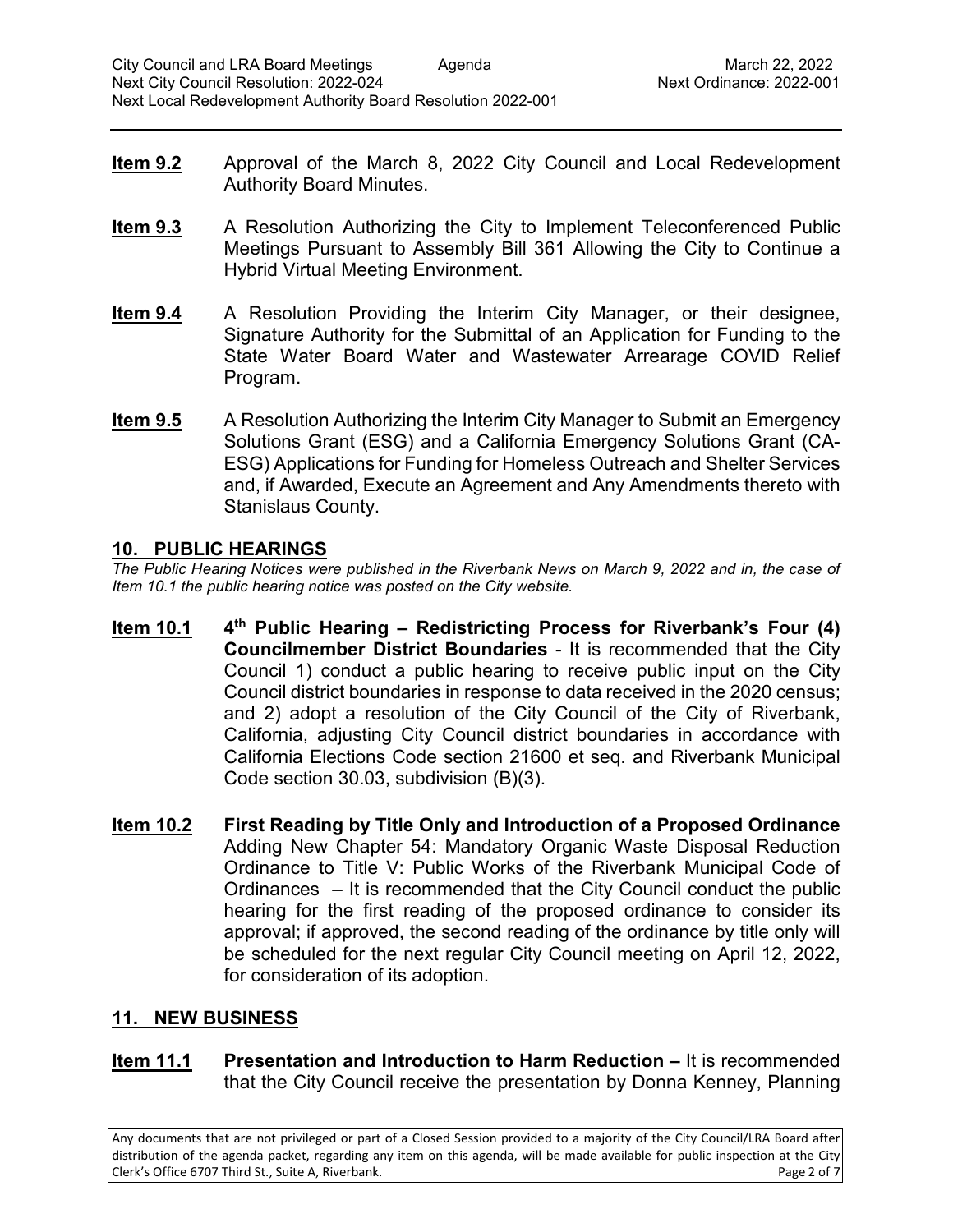**Item 9.2** Approval of the March 8, 2022 City Council and Local Redevelopment Authority Board Minutes.

**Item 9.3** A Resolution Authorizing the City to Implement Teleconferenced Public Meetings Pursuant to Assembly Bill 361 Allowing the City to Continue a Hybrid Virtual Meeting Environment.

**Item 9.4** A Resolution Providing the Interim City Manager, or their designee, Signature Authority for the Submittal of an Application for Funding to the State Water Board Water and Wastewater Arrearage COVID Relief Program.

**Item 9.5** A Resolution Authorizing the Interim City Manager to Submit an Emergency Solutions Grant (ESG) and a California Emergency Solutions Grant (CA-ESG) Applications for Funding for Homeless Outreach and Shelter Services and, if Awarded, Execute an Agreement and Any Amendments thereto with Stanislaus County.

## 10. PUBLIC HEARINGS

*The Public Hearing Notices were published in the Riverbank News on March 9, 2022 and in, the case of Item 10.1 the public hearing notice was posted on the City website.*

**Item 10.1** **4th Public Hearing – Redistricting Process for Riverbank's Four (4) Councilmember District Boundaries** - It is recommended that the City Council 1) conduct a public hearing to receive public input on the City Council district boundaries in response to data received in the 2020 census; and 2) adopt a resolution of the City Council of the City of Riverbank, California, adjusting City Council district boundaries in accordance with California Elections Code section 21600 et seq. and Riverbank Municipal Code section 30.03, subdivision (B)(3).

**Item 10.2** **First Reading by Title Only and Introduction of a Proposed Ordinance** Adding New Chapter 54: Mandatory Organic Waste Disposal Reduction Ordinance to Title V: Public Works of the Riverbank Municipal Code of Ordinances – It is recommended that the City Council conduct the public hearing for the first reading of the proposed ordinance to consider its approval; if approved, the second reading of the ordinance by title only will be scheduled for the next regular City Council meeting on April 12, 2022, for consideration of its adoption.

## 11. NEW BUSINESS

**Item 11.1** **Presentation and Introduction to Harm Reduction –** It is recommended that the City Council receive the presentation by Donna Kenney, Planning

Any documents that are not privileged or part of a Closed Session provided to a majority of the City Council/LRA Board after distribution of the agenda packet, regarding any item on this agenda, will be made available for public inspection at the City Clerk's Office 6707 Third St., Suite A, Riverbank.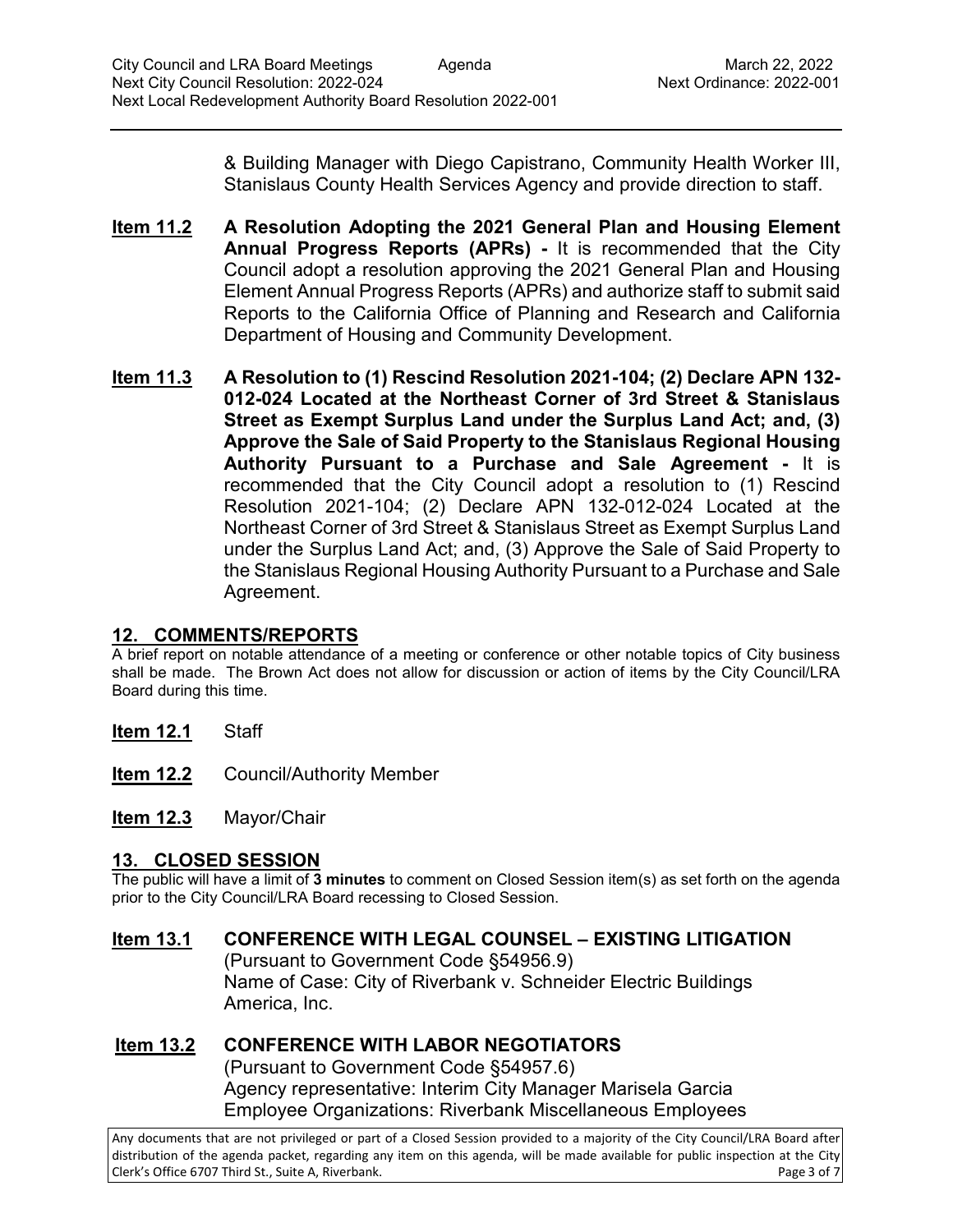& Building Manager with Diego Capistrano, Community Health Worker III, Stanislaus County Health Services Agency and provide direction to staff.

**Item 11.2** **A Resolution Adopting the 2021 General Plan and Housing Element Annual Progress Reports (APRs) -** It is recommended that the City Council adopt a resolution approving the 2021 General Plan and Housing Element Annual Progress Reports (APRs) and authorize staff to submit said Reports to the California Office of Planning and Research and California Department of Housing and Community Development.

**Item 11.3** **A Resolution to (1) Rescind Resolution 2021-104; (2) Declare APN 132-012-024 Located at the Northeast Corner of 3rd Street & Stanislaus Street as Exempt Surplus Land under the Surplus Land Act; and, (3) Approve the Sale of Said Property to the Stanislaus Regional Housing Authority Pursuant to a Purchase and Sale Agreement -** It is recommended that the City Council adopt a resolution to (1) Rescind Resolution 2021-104; (2) Declare APN 132-012-024 Located at the Northeast Corner of 3rd Street & Stanislaus Street as Exempt Surplus Land under the Surplus Land Act; and, (3) Approve the Sale of Said Property to the Stanislaus Regional Housing Authority Pursuant to a Purchase and Sale Agreement.

## 12. COMMENTS/REPORTS

A brief report on notable attendance of a meeting or conference or other notable topics of City business shall be made. The Brown Act does not allow for discussion or action of items by the City Council/LRA Board during this time.

**Item 12.1** Staff

**Item 12.2** Council/Authority Member

**Item 12.3** Mayor/Chair

## 13. CLOSED SESSION

The public will have a limit of **3 minutes** to comment on Closed Session item(s) as set forth on the agenda prior to the City Council/LRA Board recessing to Closed Session.

**Item 13.1** **CONFERENCE WITH LEGAL COUNSEL – EXISTING LITIGATION**
(Pursuant to Government Code §54956.9)
Name of Case: City of Riverbank v. Schneider Electric Buildings America, Inc.

**Item 13.2** **CONFERENCE WITH LABOR NEGOTIATORS**
(Pursuant to Government Code §54957.6)
Agency representative: Interim City Manager Marisela Garcia
Employee Organizations: Riverbank Miscellaneous Employees

Any documents that are not privileged or part of a Closed Session provided to a majority of the City Council/LRA Board after distribution of the agenda packet, regarding any item on this agenda, will be made available for public inspection at the City Clerk's Office 6707 Third St., Suite A, Riverbank.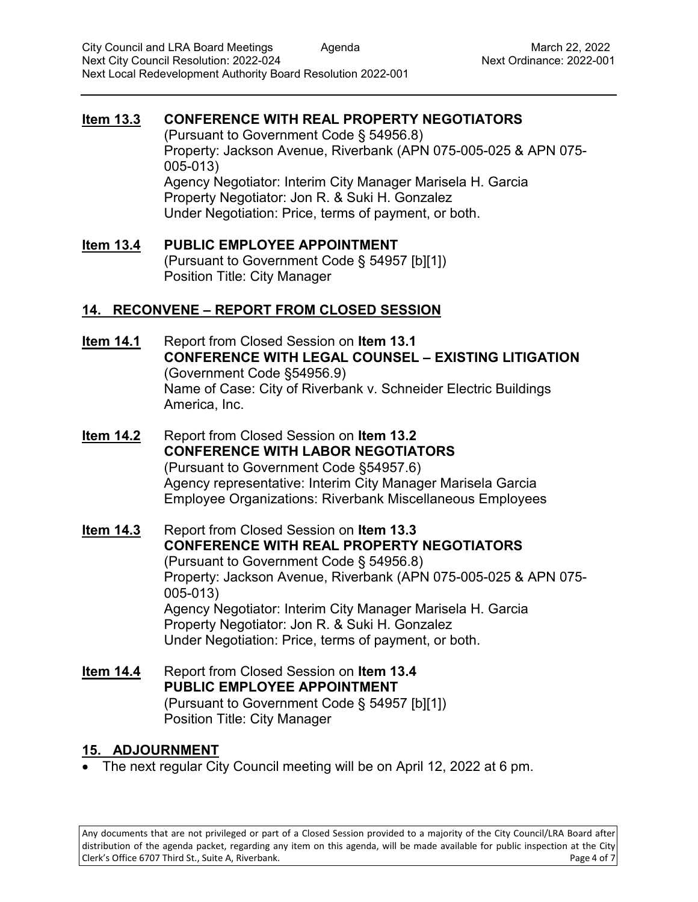**Item 13.3** **CONFERENCE WITH REAL PROPERTY NEGOTIATORS**
(Pursuant to Government Code § 54956.8)
Property: Jackson Avenue, Riverbank (APN 075-005-025 & APN 075-005-013)
Agency Negotiator: Interim City Manager Marisela H. Garcia
Property Negotiator: Jon R. & Suki H. Gonzalez
Under Negotiation: Price, terms of payment, or both.

**Item 13.4** **PUBLIC EMPLOYEE APPOINTMENT**
(Pursuant to Government Code § 54957 [b][1])
Position Title: City Manager

## 14. RECONVENE – REPORT FROM CLOSED SESSION

**Item 14.1** Report from Closed Session on **Item 13.1**
**CONFERENCE WITH LEGAL COUNSEL – EXISTING LITIGATION**
(Government Code §54956.9)
Name of Case: City of Riverbank v. Schneider Electric Buildings America, Inc.

**Item 14.2** Report from Closed Session on **Item 13.2**
**CONFERENCE WITH LABOR NEGOTIATORS**
(Pursuant to Government Code §54957.6)
Agency representative: Interim City Manager Marisela Garcia
Employee Organizations: Riverbank Miscellaneous Employees

**Item 14.3** Report from Closed Session on **Item 13.3**
**CONFERENCE WITH REAL PROPERTY NEGOTIATORS**
(Pursuant to Government Code § 54956.8)
Property: Jackson Avenue, Riverbank (APN 075-005-025 & APN 075-005-013)
Agency Negotiator: Interim City Manager Marisela H. Garcia
Property Negotiator: Jon R. & Suki H. Gonzalez
Under Negotiation: Price, terms of payment, or both.

**Item 14.4** Report from Closed Session on **Item 13.4**
**PUBLIC EMPLOYEE APPOINTMENT**
(Pursuant to Government Code § 54957 [b][1])
Position Title: City Manager

## 15. ADJOURNMENT

- The next regular City Council meeting will be on April 12, 2022 at 6 pm.

Any documents that are not privileged or part of a Closed Session provided to a majority of the City Council/LRA Board after distribution of the agenda packet, regarding any item on this agenda, will be made available for public inspection at the City Clerk's Office 6707 Third St., Suite A, Riverbank.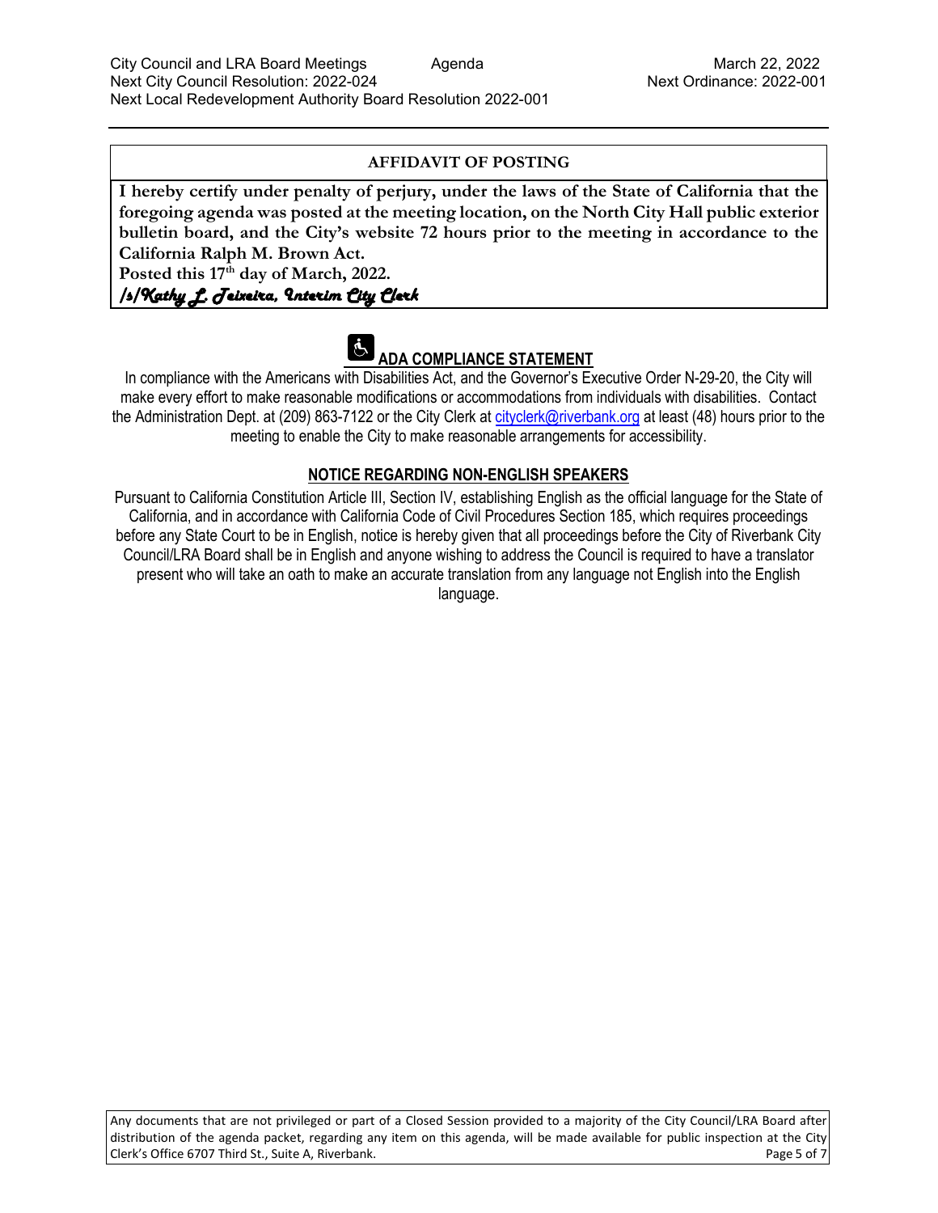**AFFIDAVIT OF POSTING**

**I hereby certify under penalty of perjury, under the laws of the State of California that the foregoing agenda was posted at the meeting location, on the North City Hall public exterior bulletin board, and the City's website 72 hours prior to the meeting in accordance to the California Ralph M. Brown Act.**

**Posted this 17th day of March, 2022.**

***/s/Kathy L. Teixeira, Interim City Clerk***

## ADA COMPLIANCE STATEMENT

In compliance with the Americans with Disabilities Act, and the Governor's Executive Order N-29-20, the City will make every effort to make reasonable modifications or accommodations from individuals with disabilities. Contact the Administration Dept. at (209) 863-7122 or the City Clerk at cityclerk@riverbank.org at least (48) hours prior to the meeting to enable the City to make reasonable arrangements for accessibility.

## NOTICE REGARDING NON-ENGLISH SPEAKERS

Pursuant to California Constitution Article III, Section IV, establishing English as the official language for the State of California, and in accordance with California Code of Civil Procedures Section 185, which requires proceedings before any State Court to be in English, notice is hereby given that all proceedings before the City of Riverbank City Council/LRA Board shall be in English and anyone wishing to address the Council is required to have a translator present who will take an oath to make an accurate translation from any language not English into the English language.

Any documents that are not privileged or part of a Closed Session provided to a majority of the City Council/LRA Board after distribution of the agenda packet, regarding any item on this agenda, will be made available for public inspection at the City Clerk's Office 6707 Third St., Suite A, Riverbank.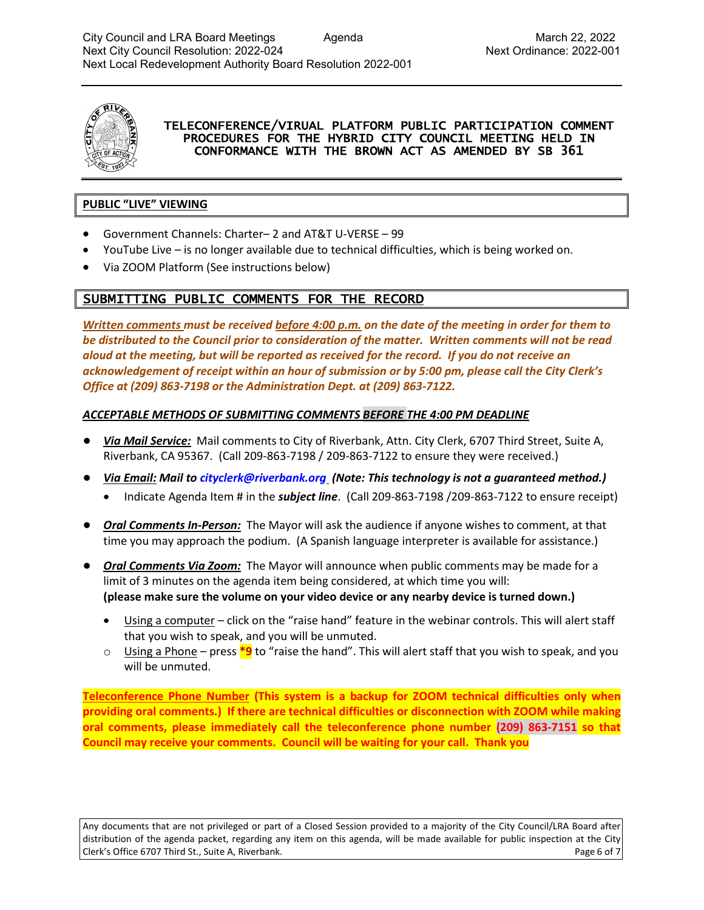## TELECONFERENCE/VIRUAL PLATFORM PUBLIC PARTICIPATION COMMENT PROCEDURES FOR THE HYBRID CITY COUNCIL MEETING HELD IN CONFORMANCE WITH THE BROWN ACT AS AMENDED BY SB 361

### PUBLIC "LIVE" VIEWING

- Government Channels: Charter– 2 and AT&T U-VERSE – 99
- YouTube Live – is no longer available due to technical difficulties, which is being worked on.
- Via ZOOM Platform (See instructions below)

### SUBMITTING PUBLIC COMMENTS FOR THE RECORD

***Written comments must be received before 4:00 p.m. on the date of the meeting in order for them to be distributed to the Council prior to consideration of the matter. Written comments will not be read aloud at the meeting, but will be reported as received for the record. If you do not receive an acknowledgement of receipt within an hour of submission or by 5:00 pm, please call the City Clerk's Office at (209) 863-7198 or the Administration Dept. at (209) 863-7122.***

***ACCEPTABLE METHODS OF SUBMITTING COMMENTS BEFORE THE 4:00 PM DEADLINE***

- ***Via Mail Service:*** Mail comments to City of Riverbank, Attn. City Clerk, 6707 Third Street, Suite A, Riverbank, CA 95367. (Call 209-863-7198 / 209-863-7122 to ensure they were received.)
- ***Via Email: Mail to cityclerk@riverbank.org (Note: This technology is not a guaranteed method.)***
  - Indicate Agenda Item # in the ***subject line***. (Call 209-863-7198 /209-863-7122 to ensure receipt)
- ***Oral Comments In-Person:*** The Mayor will ask the audience if anyone wishes to comment, at that time you may approach the podium. (A Spanish language interpreter is available for assistance.)
- ***Oral Comments Via Zoom:*** The Mayor will announce when public comments may be made for a limit of 3 minutes on the agenda item being considered, at which time you will: **(please make sure the volume on your video device or any nearby device is turned down.)**
  - Using a computer – click on the "raise hand" feature in the webinar controls. This will alert staff that you wish to speak, and you will be unmuted.
  - Using a Phone – press ***9** to "raise the hand". This will alert staff that you wish to speak, and you will be unmuted.

**Teleconference Phone Number (This system is a backup for ZOOM technical difficulties only when providing oral comments.) If there are technical difficulties or disconnection with ZOOM while making oral comments, please immediately call the teleconference phone number (209) 863-7151 so that Council may receive your comments. Council will be waiting for your call. Thank you**

Any documents that are not privileged or part of a Closed Session provided to a majority of the City Council/LRA Board after distribution of the agenda packet, regarding any item on this agenda, will be made available for public inspection at the City Clerk's Office 6707 Third St., Suite A, Riverbank.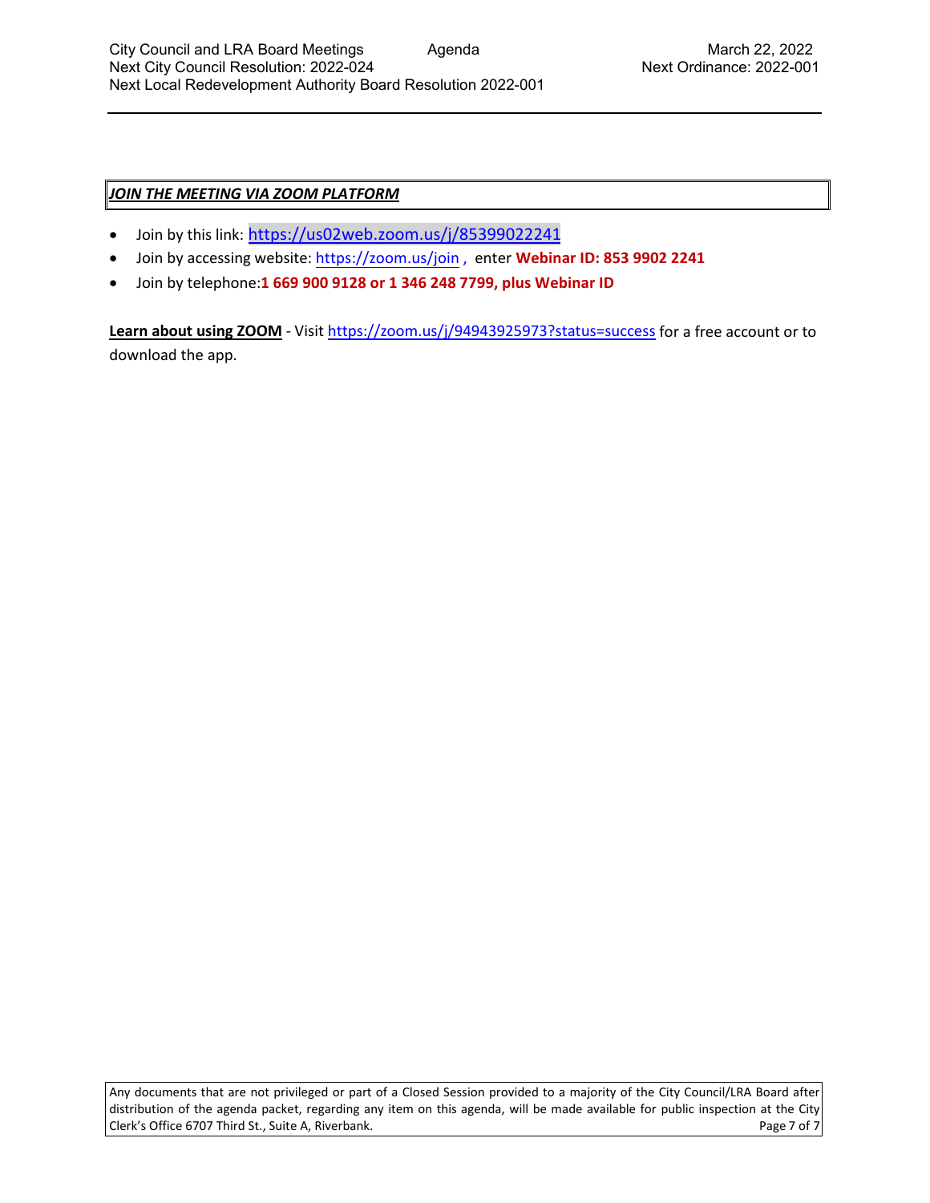***JOIN THE MEETING VIA ZOOM PLATFORM***

- Join by this link: https://us02web.zoom.us/j/85399022241
- Join by accessing website: https://zoom.us/join , enter **Webinar ID: 853 9902 2241**
- Join by telephone:**1 669 900 9128 or 1 346 248 7799, plus Webinar ID**

**Learn about using ZOOM** - Visit https://zoom.us/j/94943925973?status=success for a free account or to download the app.

Any documents that are not privileged or part of a Closed Session provided to a majority of the City Council/LRA Board after distribution of the agenda packet, regarding any item on this agenda, will be made available for public inspection at the City Clerk's Office 6707 Third St., Suite A, Riverbank.